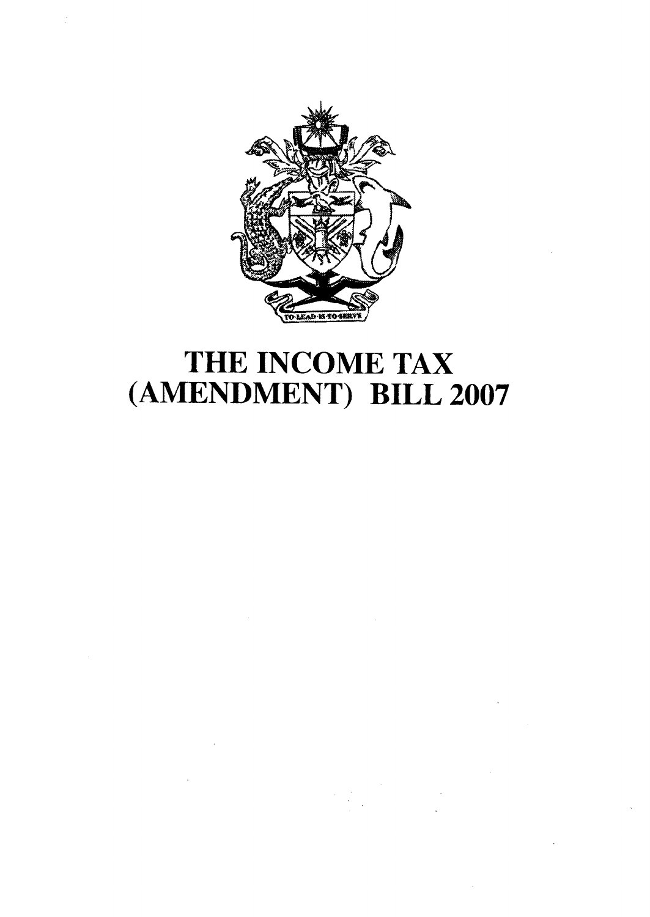# THE INCOME TAX (AMENDMENT) BILL 2007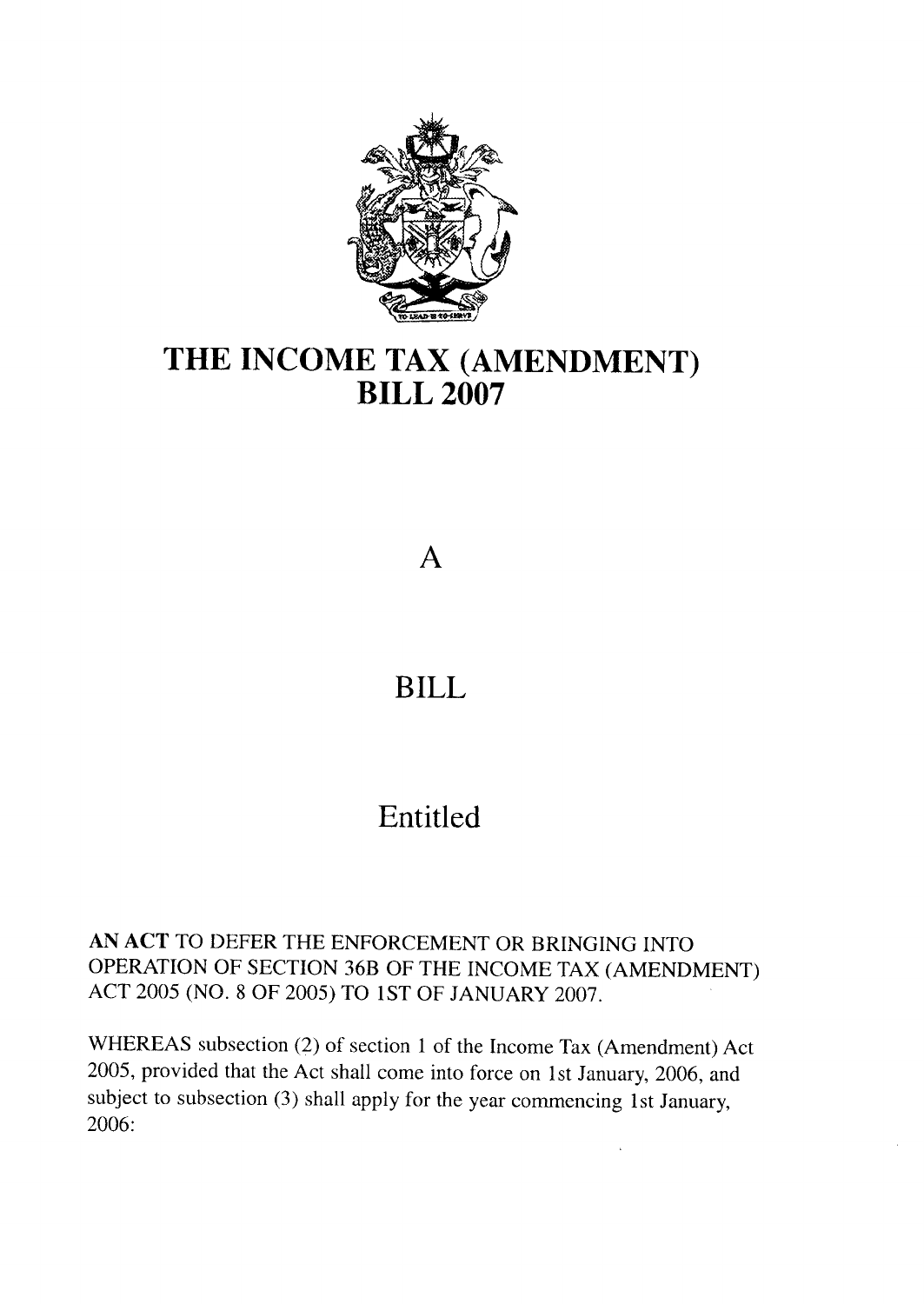# THE INCOME TAX (AMENDMENT) BILL 2007

A

BILL

Entitled

**AN ACT** TO DEFER THE ENFORCEMENT OR BRINGING INTO OPERATION OF SECTION 36B OF THE INCOME TAX (AMENDMENT) ACT 2005 (NO. 8 OF 2005) TO 1ST OF JANUARY 2007.

WHEREAS subsection (2) of section 1 of the Income Tax (Amendment) Act 2005, provided that the Act shall come into force on 1st January, 2006, and subject to subsection (3) shall apply for the year commencing 1st January, 2006: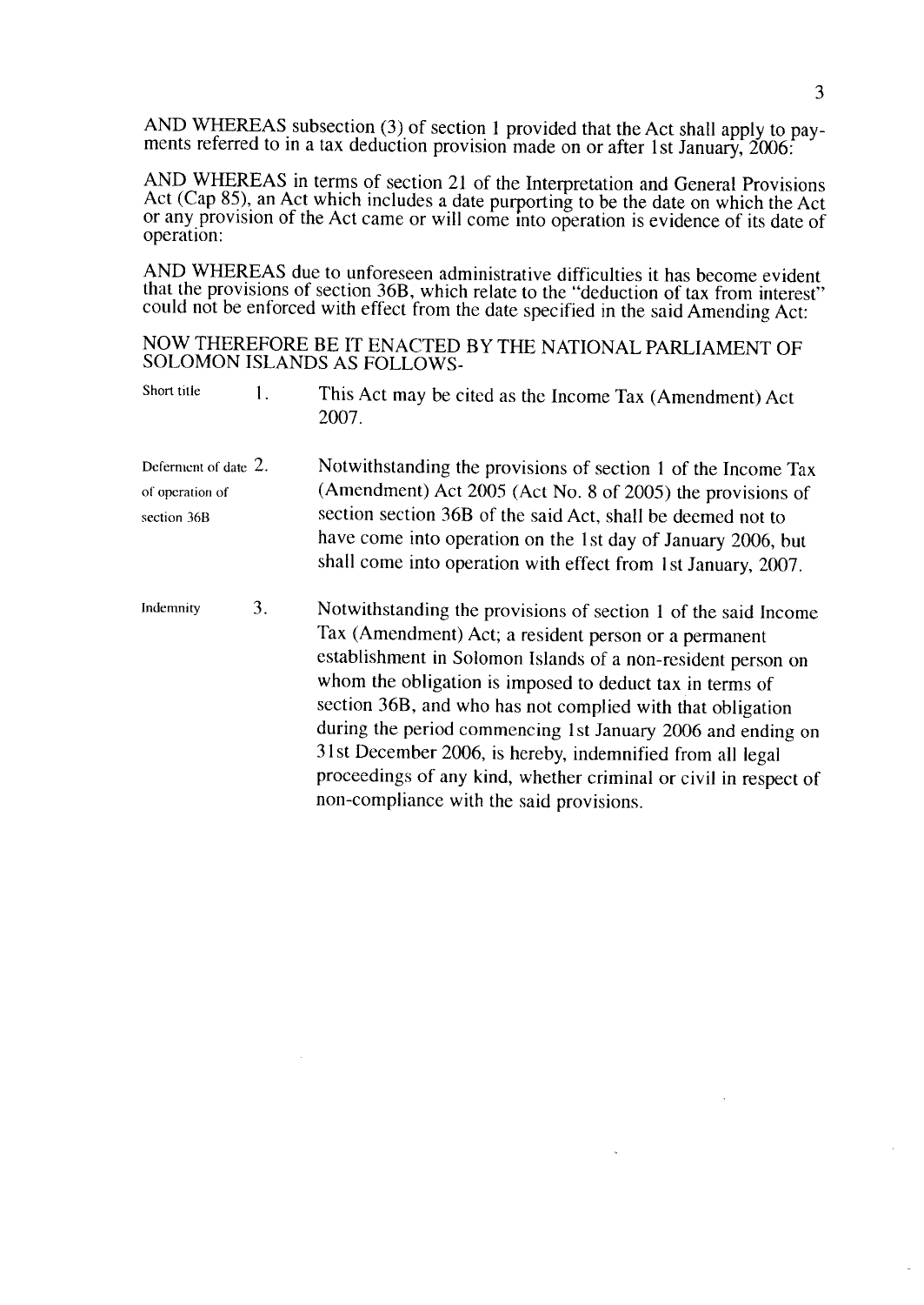AND WHEREAS subsection (3) of section 1 provided that the Act shall apply to payments referred to in a tax deduction provision made on or after 1st January, 2006:

AND WHEREAS in terms of section 21 of the Interpretation and General Provisions Act (Cap 85), an Act which includes a date purporting to be the date on which the Act or any provision of the Act came or will come into operation is evidence of its date of operation:

AND WHEREAS due to unforeseen administrative difficulties it has become evident that the provisions of section 36B, which relate to the "deduction of tax from interest" could not be enforced with effect from the date specified in the said Amending Act:

NOW THEREFORE BE IT ENACTED BY THE NATIONAL PARLIAMENT OF SOLOMON ISLANDS AS FOLLOWS-

*Short title*

1. This Act may be cited as the Income Tax (Amendment) Act 2007.

*Deferment of date of operation of section 36B*

2. Notwithstanding the provisions of section 1 of the Income Tax (Amendment) Act 2005 (Act No. 8 of 2005) the provisions of section section 36B of the said Act, shall be deemed not to have come into operation on the 1st day of January 2006, but shall come into operation with effect from 1st January, 2007.

*Indemnity*

3. Notwithstanding the provisions of section 1 of the said Income Tax (Amendment) Act; a resident person or a permanent establishment in Solomon Islands of a non-resident person on whom the obligation is imposed to deduct tax in terms of section 36B, and who has not complied with that obligation during the period commencing 1st January 2006 and ending on 31st December 2006, is hereby, indemnified from all legal proceedings of any kind, whether criminal or civil in respect of non-compliance with the said provisions.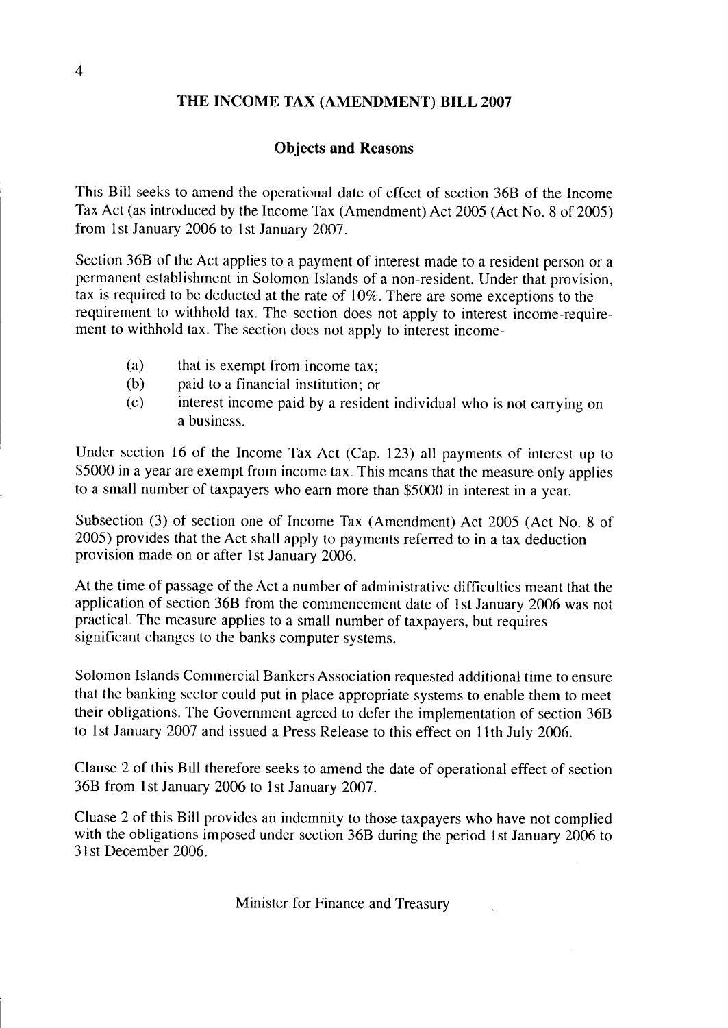## THE INCOME TAX (AMENDMENT) BILL 2007

### Objects and Reasons

This Bill seeks to amend the operational date of effect of section 36B of the Income Tax Act (as introduced by the Income Tax (Amendment) Act 2005 (Act No. 8 of 2005) from 1st January 2006 to 1st January 2007.

Section 36B of the Act applies to a payment of interest made to a resident person or a permanent establishment in Solomon Islands of a non-resident. Under that provision, tax is required to be deducted at the rate of 10%. There are some exceptions to the requirement to withhold tax. The section does not apply to interest income-requirement to withhold tax. The section does not apply to interest income-

- (a) that is exempt from income tax;
- (b) paid to a financial institution; or
- (c) interest income paid by a resident individual who is not carrying on a business.

Under section 16 of the Income Tax Act (Cap. 123) all payments of interest up to $5000 in a year are exempt from income tax. This means that the measure only applies to a small number of taxpayers who earn more than $5000 in interest in a year.

Subsection (3) of section one of Income Tax (Amendment) Act 2005 (Act No. 8 of 2005) provides that the Act shall apply to payments referred to in a tax deduction provision made on or after 1st January 2006.

At the time of passage of the Act a number of administrative difficulties meant that the application of section 36B from the commencement date of 1st January 2006 was not practical. The measure applies to a small number of taxpayers, but requires significant changes to the banks computer systems.

Solomon Islands Commercial Bankers Association requested additional time to ensure that the banking sector could put in place appropriate systems to enable them to meet their obligations. The Government agreed to defer the implementation of section 36B to 1st January 2007 and issued a Press Release to this effect on 11th July 2006.

Clause 2 of this Bill therefore seeks to amend the date of operational effect of section 36B from 1st January 2006 to 1st January 2007.

Cluase 2 of this Bill provides an indemnity to those taxpayers who have not complied with the obligations imposed under section 36B during the period 1st January 2006 to 31st December 2006.

Minister for Finance and Treasury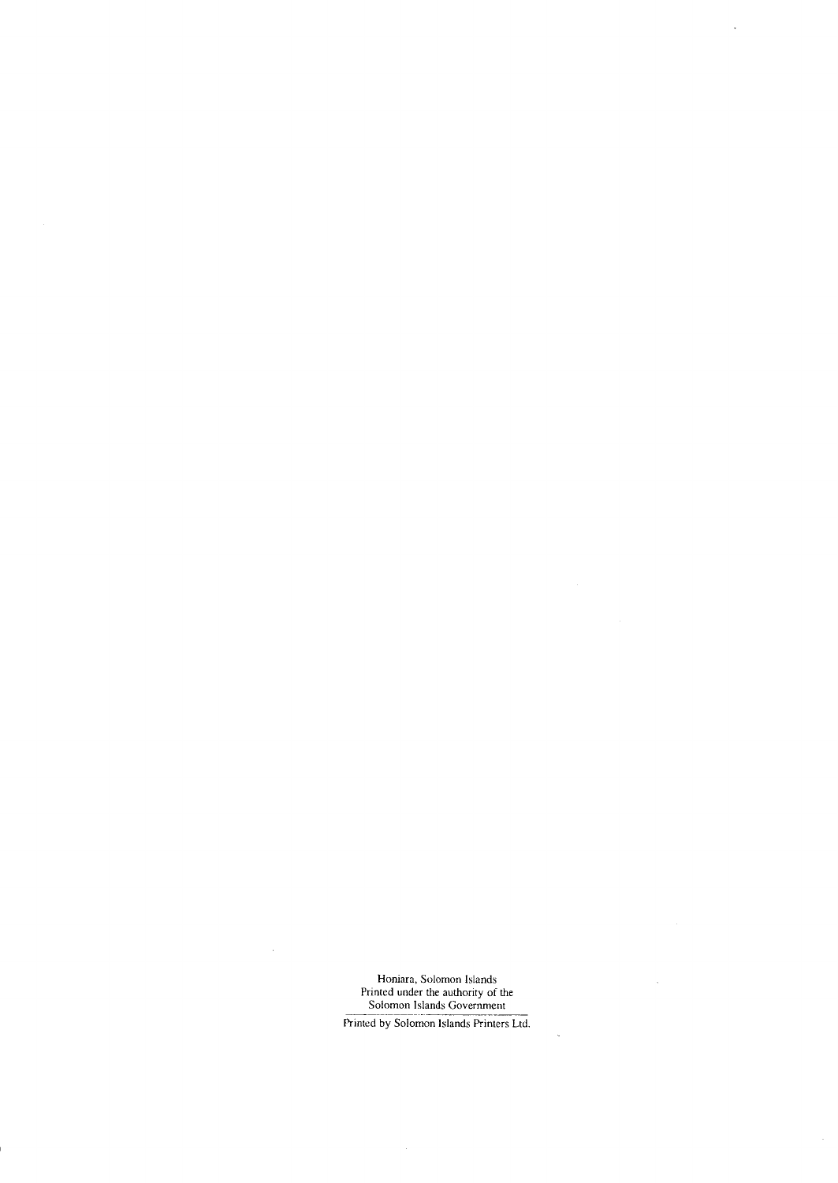Honiara, Solomon Islands
Printed under the authority of the
Solomon Islands Government

Printed by Solomon Islands Printers Ltd.